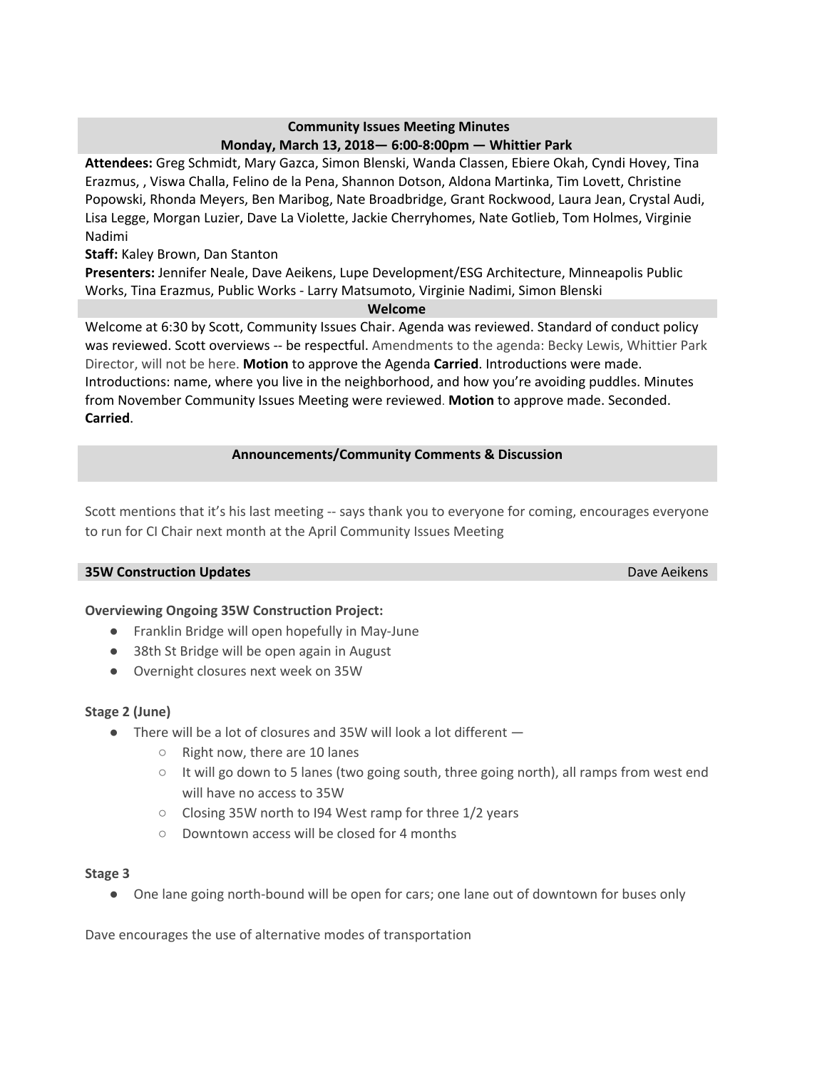**Community Issues Meeting Minutes**
**Monday, March 13, 2018— 6:00-8:00pm — Whittier Park**

**Attendees:** Greg Schmidt, Mary Gazca, Simon Blenski, Wanda Classen, Ebiere Okah, Cyndi Hovey, Tina Erazmus, , Viswa Challa, Felino de la Pena, Shannon Dotson, Aldona Martinka, Tim Lovett, Christine Popowski, Rhonda Meyers, Ben Maribog, Nate Broadbridge, Grant Rockwood, Laura Jean, Crystal Audi, Lisa Legge, Morgan Luzier, Dave La Violette, Jackie Cherryhomes, Nate Gotlieb, Tom Holmes, Virginie Nadimi

**Staff:** Kaley Brown, Dan Stanton

**Presenters:** Jennifer Neale, Dave Aeikens, Lupe Development/ESG Architecture, Minneapolis Public Works, Tina Erazmus, Public Works - Larry Matsumoto, Virginie Nadimi, Simon Blenski

**Welcome**

Welcome at 6:30 by Scott, Community Issues Chair. Agenda was reviewed. Standard of conduct policy was reviewed. Scott overviews -- be respectful. Amendments to the agenda: Becky Lewis, Whittier Park Director, will not be here. **Motion** to approve the Agenda **Carried**. Introductions were made. Introductions: name, where you live in the neighborhood, and how you're avoiding puddles. Minutes from November Community Issues Meeting were reviewed. **Motion** to approve made. Seconded. **Carried**.

**Announcements/Community Comments & Discussion**

Scott mentions that it's his last meeting -- says thank you to everyone for coming, encourages everyone to run for CI Chair next month at the April Community Issues Meeting

**35W Construction Updates** — Dave Aeikens

**Overviewing Ongoing 35W Construction Project:**

- Franklin Bridge will open hopefully in May-June
- 38th St Bridge will be open again in August
- Overnight closures next week on 35W

**Stage 2 (June)**

- There will be a lot of closures and 35W will look a lot different —
  - Right now, there are 10 lanes
  - It will go down to 5 lanes (two going south, three going north), all ramps from west end will have no access to 35W
  - Closing 35W north to I94 West ramp for three 1/2 years
  - Downtown access will be closed for 4 months

**Stage 3**

- One lane going north-bound will be open for cars; one lane out of downtown for buses only

Dave encourages the use of alternative modes of transportation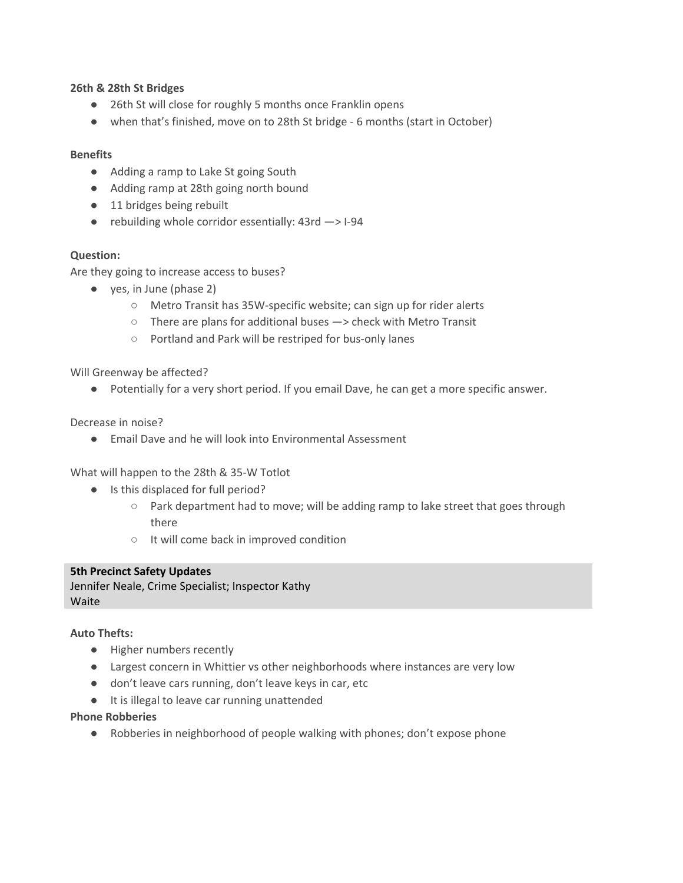**26th & 28th St Bridges**

- 26th St will close for roughly 5 months once Franklin opens
- when that's finished, move on to 28th St bridge - 6 months (start in October)

**Benefits**

- Adding a ramp to Lake St going South
- Adding ramp at 28th going north bound
- 11 bridges being rebuilt
- rebuilding whole corridor essentially: 43rd —> I-94

**Question:**

Are they going to increase access to buses?

- yes, in June (phase 2)
  - Metro Transit has 35W-specific website; can sign up for rider alerts
  - There are plans for additional buses —> check with Metro Transit
  - Portland and Park will be restriped for bus-only lanes

Will Greenway be affected?

- Potentially for a very short period. If you email Dave, he can get a more specific answer.

Decrease in noise?

- Email Dave and he will look into Environmental Assessment

What will happen to the 28th & 35-W Totlot

- Is this displaced for full period?
  - Park department had to move; will be adding ramp to lake street that goes through there
  - It will come back in improved condition

**5th Precinct Safety Updates**

Jennifer Neale, Crime Specialist; Inspector Kathy Waite

**Auto Thefts:**

- Higher numbers recently
- Largest concern in Whittier vs other neighborhoods where instances are very low
- don't leave cars running, don't leave keys in car, etc
- It is illegal to leave car running unattended

**Phone Robberies**

- Robberies in neighborhood of people walking with phones; don't expose phone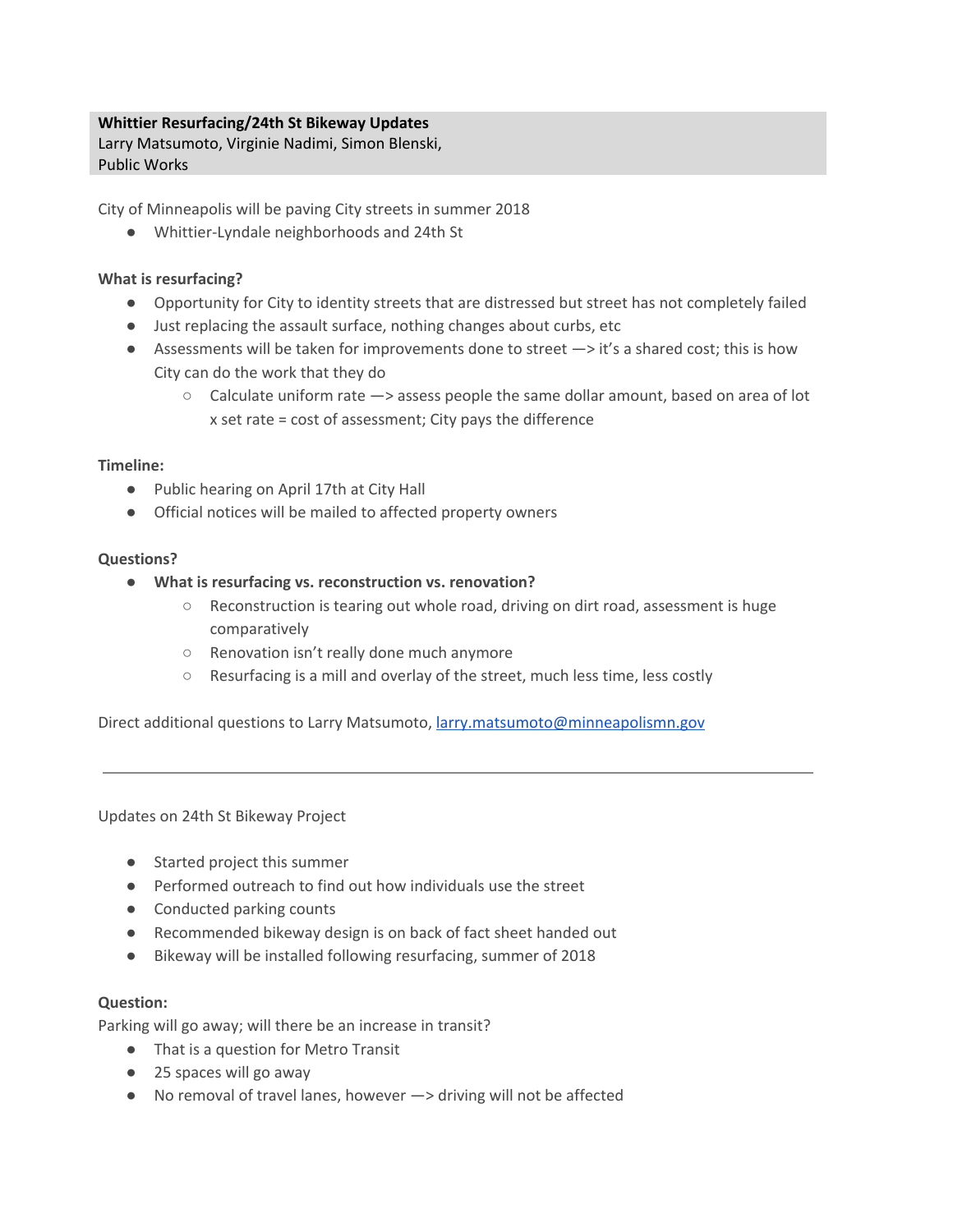**Whittier Resurfacing/24th St Bikeway Updates**
Larry Matsumoto, Virginie Nadimi, Simon Blenski,
Public Works

City of Minneapolis will be paving City streets in summer 2018

- Whittier-Lyndale neighborhoods and 24th St

**What is resurfacing?**

- Opportunity for City to identity streets that are distressed but street has not completely failed
- Just replacing the assault surface, nothing changes about curbs, etc
- Assessments will be taken for improvements done to street —> it's a shared cost; this is how City can do the work that they do
    - Calculate uniform rate —> assess people the same dollar amount, based on area of lot x set rate = cost of assessment; City pays the difference

**Timeline:**

- Public hearing on April 17th at City Hall
- Official notices will be mailed to affected property owners

**Questions?**

- **What is resurfacing vs. reconstruction vs. renovation?**
    - Reconstruction is tearing out whole road, driving on dirt road, assessment is huge comparatively
    - Renovation isn't really done much anymore
    - Resurfacing is a mill and overlay of the street, much less time, less costly

Direct additional questions to Larry Matsumoto, [larry.matsumoto@minneapolismn.gov](mailto:larry.matsumoto@minneapolismn.gov)

---

Updates on 24th St Bikeway Project

- Started project this summer
- Performed outreach to find out how individuals use the street
- Conducted parking counts
- Recommended bikeway design is on back of fact sheet handed out
- Bikeway will be installed following resurfacing, summer of 2018

**Question:**
Parking will go away; will there be an increase in transit?

- That is a question for Metro Transit
- 25 spaces will go away
- No removal of travel lanes, however —> driving will not be affected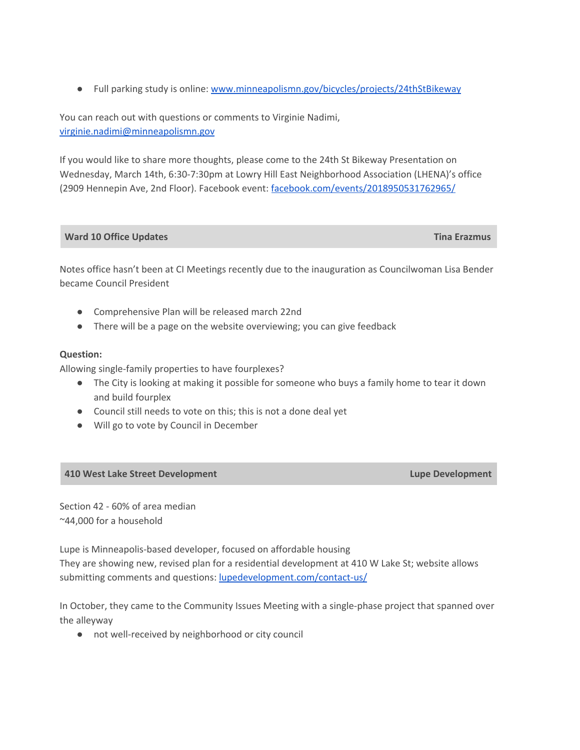- Full parking study is online: [www.minneapolismn.gov/bicycles/projects/24thStBikeway](www.minneapolismn.gov/bicycles/projects/24thStBikeway)

You can reach out with questions or comments to Virginie Nadimi, [virginie.nadimi@minneapolismn.gov](mailto:virginie.nadimi@minneapolismn.gov)

If you would like to share more thoughts, please come to the 24th St Bikeway Presentation on Wednesday, March 14th, 6:30-7:30pm at Lowry Hill East Neighborhood Association (LHENA)'s office (2909 Hennepin Ave, 2nd Floor). Facebook event: [facebook.com/events/2018950531762965/](facebook.com/events/2018950531762965/)

| **Ward 10 Office Updates** | **Tina Erazmus** |
|---|---|

Notes office hasn't been at CI Meetings recently due to the inauguration as Councilwoman Lisa Bender became Council President

- Comprehensive Plan will be released march 22nd
- There will be a page on the website overviewing; you can give feedback

**Question:**
Allowing single-family properties to have fourplexes?

- The City is looking at making it possible for someone who buys a family home to tear it down and build fourplex
- Council still needs to vote on this; this is not a done deal yet
- Will go to vote by Council in December

| **410 West Lake Street Development** | **Lupe Development** |
|---|---|

Section 42 - 60% of area median
~44,000 for a household

Lupe is Minneapolis-based developer, focused on affordable housing
They are showing new, revised plan for a residential development at 410 W Lake St; website allows submitting comments and questions: [lupedevelopment.com/contact-us/](lupedevelopment.com/contact-us/)

In October, they came to the Community Issues Meeting with a single-phase project that spanned over the alleyway

- not well-received by neighborhood or city council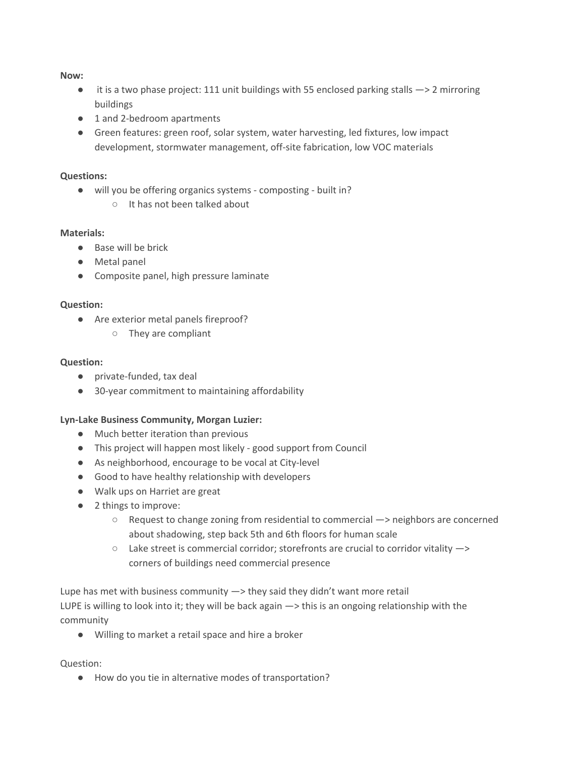**Now:**

- it is a two phase project: 111 unit buildings with 55 enclosed parking stalls —> 2 mirroring buildings
- 1 and 2-bedroom apartments
- Green features: green roof, solar system, water harvesting, led fixtures, low impact development, stormwater management, off-site fabrication, low VOC materials

**Questions:**

- will you be offering organics systems - composting - built in?
    - It has not been talked about

**Materials:**

- Base will be brick
- Metal panel
- Composite panel, high pressure laminate

**Question:**

- Are exterior metal panels fireproof?
    - They are compliant

**Question:**

- private-funded, tax deal
- 30-year commitment to maintaining affordability

**Lyn-Lake Business Community, Morgan Luzier:**

- Much better iteration than previous
- This project will happen most likely - good support from Council
- As neighborhood, encourage to be vocal at City-level
- Good to have healthy relationship with developers
- Walk ups on Harriet are great
- 2 things to improve:
    - Request to change zoning from residential to commercial —> neighbors are concerned about shadowing, step back 5th and 6th floors for human scale
    - Lake street is commercial corridor; storefronts are crucial to corridor vitality —> corners of buildings need commercial presence

Lupe has met with business community —> they said they didn't want more retail
LUPE is willing to look into it; they will be back again —> this is an ongoing relationship with the community

- Willing to market a retail space and hire a broker

Question:

- How do you tie in alternative modes of transportation?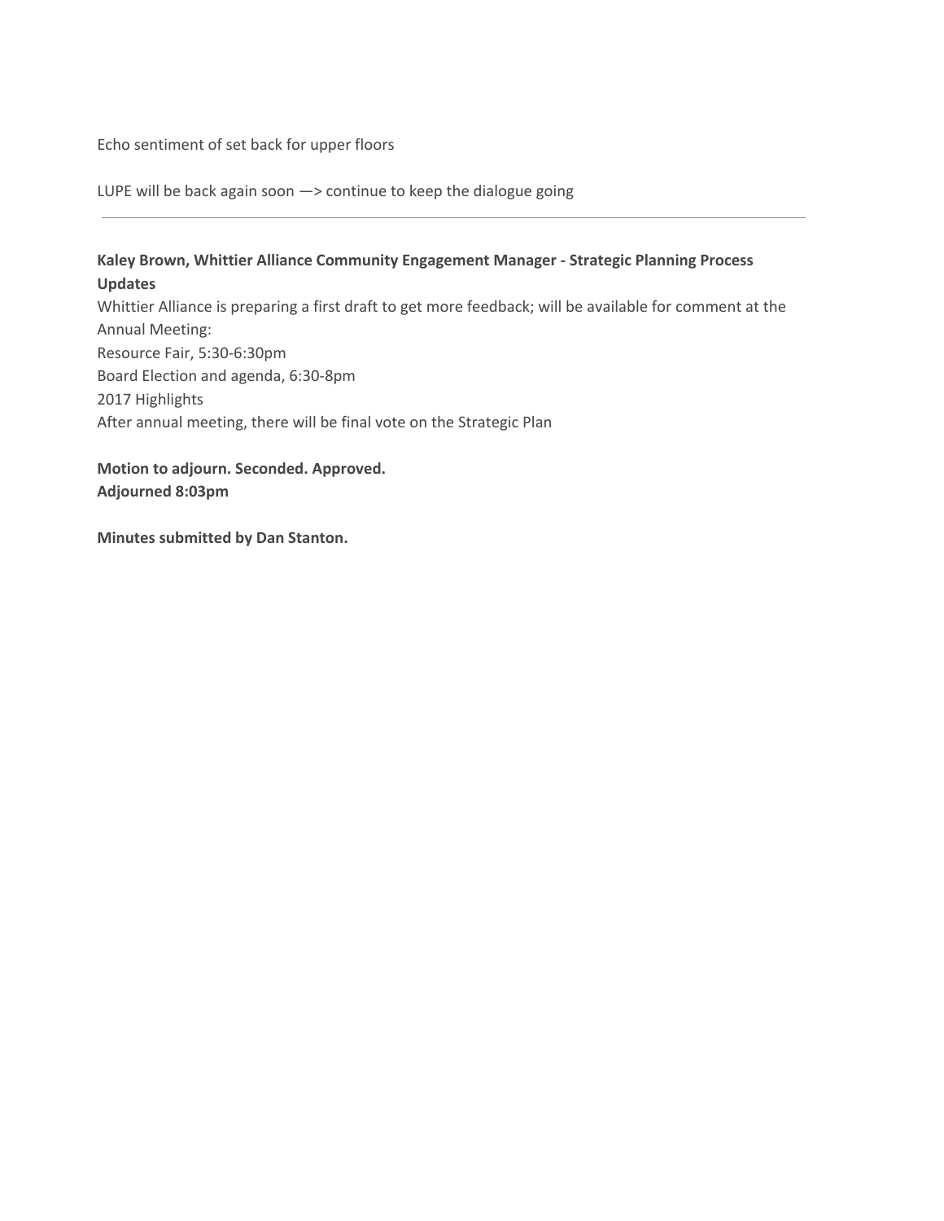Echo sentiment of set back for upper floors

LUPE will be back again soon —> continue to keep the dialogue going

---

**Kaley Brown, Whittier Alliance Community Engagement Manager - Strategic Planning Process Updates**

Whittier Alliance is preparing a first draft to get more feedback; will be available for comment at the Annual Meeting:

Resource Fair, 5:30-6:30pm

Board Election and agenda, 6:30-8pm

2017 Highlights

After annual meeting, there will be final vote on the Strategic Plan

**Motion to adjourn. Seconded. Approved.**
**Adjourned 8:03pm**

**Minutes submitted by Dan Stanton.**